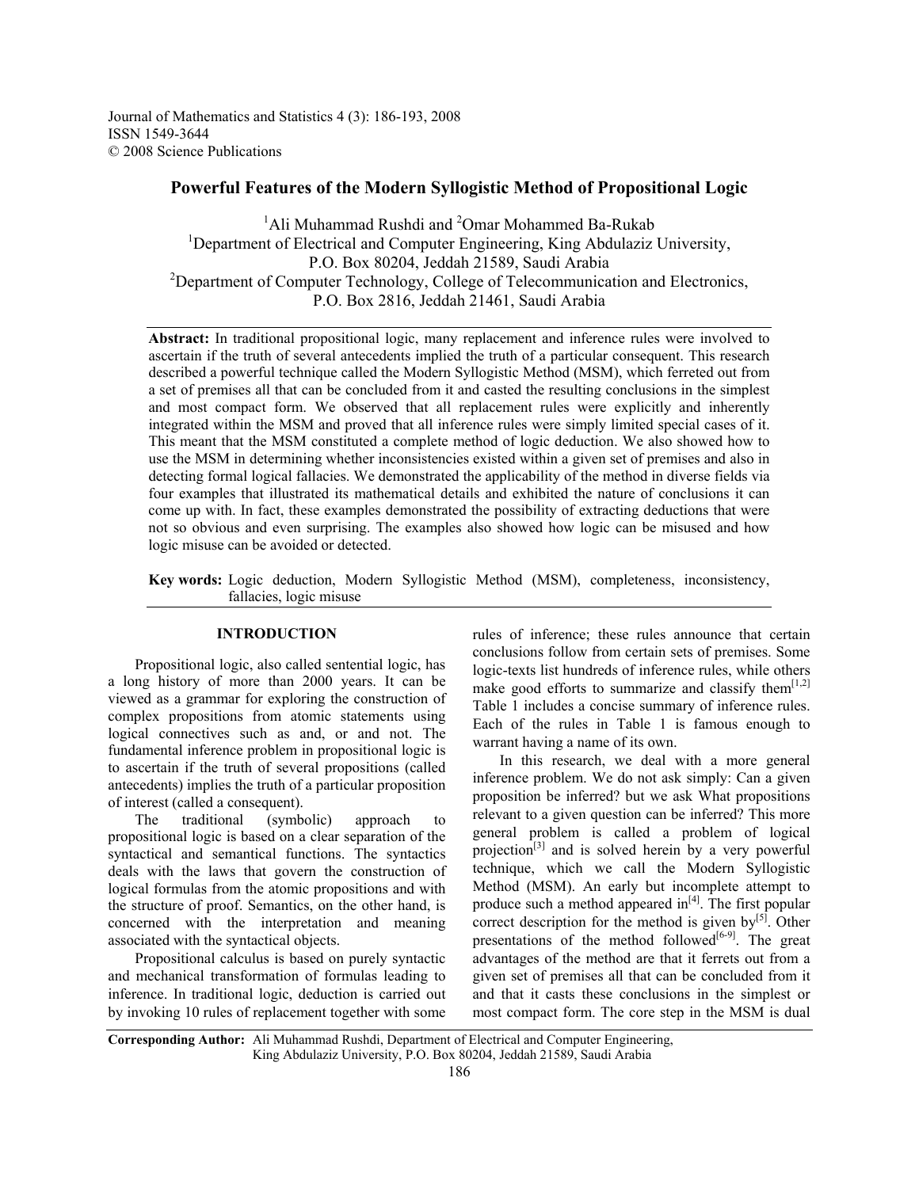Journal of Mathematics and Statistics 4 (3): 186-193, 2008
ISSN 1549-3644
© 2008 Science Publications

# Powerful Features of the Modern Syllogistic Method of Propositional Logic

[1]Ali Muhammad Rushdi and [2]Omar Mohammed Ba-Rukab

[1]Department of Electrical and Computer Engineering, King Abdulaziz University, P.O. Box 80204, Jeddah 21589, Saudi Arabia

[2]Department of Computer Technology, College of Telecommunication and Electronics, P.O. Box 2816, Jeddah 21461, Saudi Arabia

**Abstract:** In traditional propositional logic, many replacement and inference rules were involved to ascertain if the truth of several antecedents implied the truth of a particular consequent. This research described a powerful technique called the Modern Syllogistic Method (MSM), which ferreted out from a set of premises all that can be concluded from it and casted the resulting conclusions in the simplest and most compact form. We observed that all replacement rules were explicitly and inherently integrated within the MSM and proved that all inference rules were simply limited special cases of it. This meant that the MSM constituted a complete method of logic deduction. We also showed how to use the MSM in determining whether inconsistencies existed within a given set of premises and also in detecting formal logical fallacies. We demonstrated the applicability of the method in diverse fields via four examples that illustrated its mathematical details and exhibited the nature of conclusions it can come up with. In fact, these examples demonstrated the possibility of extracting deductions that were not so obvious and even surprising. The examples also showed how logic can be misused and how logic misuse can be avoided or detected.

**Key words:** Logic deduction, Modern Syllogistic Method (MSM), completeness, inconsistency, fallacies, logic misuse

## INTRODUCTION

Propositional logic, also called sentential logic, has a long history of more than 2000 years. It can be viewed as a grammar for exploring the construction of complex propositions from atomic statements using logical connectives such as and, or and not. The fundamental inference problem in propositional logic is to ascertain if the truth of several propositions (called antecedents) implies the truth of a particular proposition of interest (called a consequent).

The traditional (symbolic) approach to propositional logic is based on a clear separation of the syntactical and semantical functions. The syntactics deals with the laws that govern the construction of logical formulas from the atomic propositions and with the structure of proof. Semantics, on the other hand, is concerned with the interpretation and meaning associated with the syntactical objects.

Propositional calculus is based on purely syntactic and mechanical transformation of formulas leading to inference. In traditional logic, deduction is carried out by invoking 10 rules of replacement together with some rules of inference; these rules announce that certain conclusions follow from certain sets of premises. Some logic-texts list hundreds of inference rules, while others make good efforts to summarize and classify them[1,2] Table 1 includes a concise summary of inference rules. Each of the rules in Table 1 is famous enough to warrant having a name of its own.

In this research, we deal with a more general inference problem. We do not ask simply: Can a given proposition be inferred? but we ask What propositions relevant to a given question can be inferred? This more general problem is called a problem of logical projection[3] and is solved herein by a very powerful technique, which we call the Modern Syllogistic Method (MSM). An early but incomplete attempt to produce such a method appeared in[4]. The first popular correct description for the method is given by[5]. Other presentations of the method followed[6-9]. The great advantages of the method are that it ferrets out from a given set of premises all that can be concluded from it and that it casts these conclusions in the simplest or most compact form. The core step in the MSM is dual

**Corresponding Author:** Ali Muhammad Rushdi, Department of Electrical and Computer Engineering, King Abdulaziz University, P.O. Box 80204, Jeddah 21589, Saudi Arabia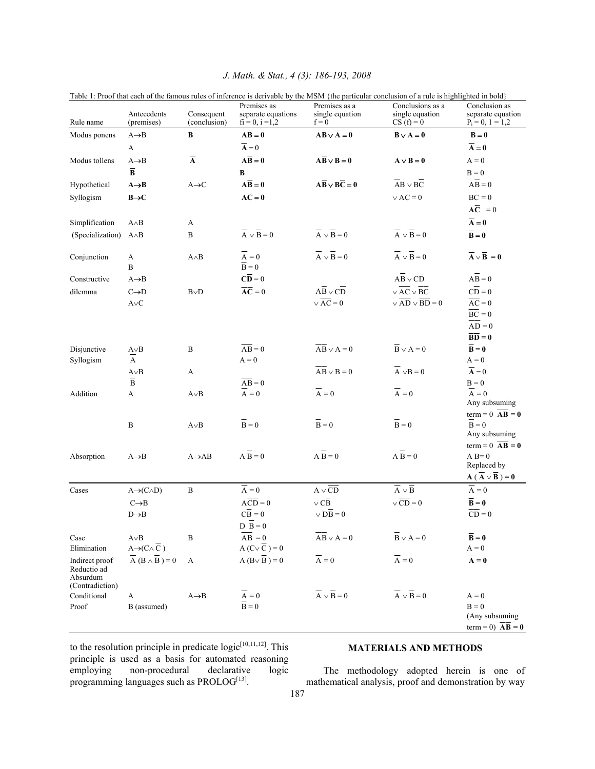Table 1: Proof that each of the famous rules of inference is derivable by the MSM {the particular conclusion of a rule is highlighted in bold}

| Rule name | Antecedents (premises) | Consequent (conclusion) | Premises as separate equations $f_i = 0$, $i = 1,2$ | Premises as a single equation $f = 0$ | Conclusions as a single equation $CS(f) = 0$ | Conclusion as separate equation $P_i = 0$, $1 = 1,2$ |
|---|---|---|---|---|---|---|
| Modus ponens | $A \to B$ | **B** | $\mathbf{A\overline{B} = 0}$ | $\mathbf{A\overline{B} \vee \overline{A} = 0}$ | $\mathbf{\overline{B} \vee \overline{A} = 0}$ | $\mathbf{\overline{B} = 0}$ |
| | $A$ | | $\mathbf{\overline{A}} = 0$ | | | $\mathbf{\overline{A} = 0}$ |
| Modus tollens | $A \to B$ | $\mathbf{\overline{A}}$ | $\mathbf{A\overline{B} = 0}$ | $\mathbf{A\overline{B} \vee B = 0}$ | $\mathbf{A \vee B = 0}$ | $A = 0$ |
| | $\mathbf{\overline{B}}$ | | **B** | | | $B = 0$ |
| Hypothetical | $\mathbf{A \to B}$ | $A \to C$ | $\mathbf{A\overline{B} = 0}$ | $\mathbf{A\overline{B} \vee B\overline{C} = 0}$ | $A\overline{B} \vee B\overline{C}$ | $A\overline{B} = 0$ |
| Syllogism | $\mathbf{B \to C}$ | | $\mathbf{A\overline{C} = 0}$ | | $\vee A\overline{C} = 0$ | $B\overline{C} = 0$ |
| | | | | | | $\mathbf{A\overline{C}} = 0$ |
| Simplification | $A \wedge B$ | $A$ | | | | $\mathbf{\overline{A} = 0}$ |
| (Specialization) | $A \wedge B$ | $B$ | $\overline{A} \vee \overline{B} = 0$ | $\overline{A} \vee \overline{B} = 0$ | $\overline{A} \vee \overline{B} = 0$ | $\mathbf{\overline{B} = 0}$ |
| Conjunction | $A$ | $A \wedge B$ | $\overline{A} = 0$ | $\overline{A} \vee \overline{B} = 0$ | $\overline{A} \vee \overline{B} = 0$ | $\mathbf{\overline{A} \vee \overline{B} = 0}$ |
| | $B$ | | $\overline{B} = 0$ | | | |
| Constructive | $A \to B$ | | $\mathbf{C\overline{D}} = 0$ | | $A\overline{B} \vee C\overline{D}$ | $A\overline{B} = 0$ |
| dilemma | $C \to D$ | $B \vee D$ | $\mathbf{\overline{AC}} = 0$ | $A\overline{B} \vee C\overline{D}$ | $\vee \overline{AC} \vee \overline{BC}$ | $C\overline{D} = 0$ |
| | $A \vee C$ | | | $\vee \overline{AC} = 0$ | $\vee \overline{AD} \vee \overline{BD} = 0$ | $\overline{AC} = 0$ |
| | | | | | | $\overline{BC} = 0$ |
| | | | | | | $\overline{AD} = 0$ |
| | | | | | | $\mathbf{\overline{BD} = 0}$ |
| Disjunctive | $A \vee B$ | $B$ | $\overline{AB} = 0$ | $\overline{AB} \vee A = 0$ | $\overline{B} \vee A = 0$ | $\mathbf{\overline{B} = 0}$ |
| Syllogism | $\overline{A}$ | | $A = 0$ | | | $A = 0$ |
| | $A \vee B$ | $A$ | | $\overline{AB} \vee B = 0$ | $\overline{A} \vee B = 0$ | $\mathbf{\overline{A} = 0}$ |
| | $\overline{B}$ | | $\overline{AB} = 0$ | | | $B = 0$ |
| Addition | $A$ | $A \vee B$ | $\overline{A} = 0$ | $\overline{A} = 0$ | $\overline{A} = 0$ | $\overline{A} = 0$ Any subsuming term $= 0$ $\mathbf{\overline{AB} = 0}$ |
| | $B$ | $A \vee B$ | $\overline{B} = 0$ | $\overline{B} = 0$ | $\overline{B} = 0$ | $\overline{B} = 0$ Any subsuming term $= 0$ $\mathbf{\overline{AB} = 0}$ |
| Absorption | $A \to B$ | $A \to AB$ | $A\overline{B} = 0$ | $A\overline{B} = 0$ | $A\overline{B} = 0$ | $A\overline{B} = 0$ Replaced by $\mathbf{A(\overline{A} \vee \overline{B}) = 0}$ |
| Cases | $A \to (C \wedge D)$ | $B$ | $\overline{A} = 0$ | $A \vee \overline{CD}$ | $\overline{A} \vee \overline{B}$ | $\overline{A} = 0$ |
| | $C \to B$ | | $A\overline{CD} = 0$ | $\vee C\overline{B}$ | $\vee \overline{CD} = 0$ | $\mathbf{\overline{B} = 0}$ |
| | $D \to B$ | | $C\overline{B} = 0$ | $\vee D\overline{B} = 0$ | | $\overline{CD} = 0$ |
| | | | $D\,\overline{B} = 0$ | | | |
| Case | $A \vee B$ | $B$ | $\overline{AB} = 0$ | $\overline{AB} \vee A = 0$ | $\overline{B} \vee A = 0$ | $\mathbf{\overline{B} = 0}$ |
| Elimination | $A \to (C \wedge \overline{C})$ | | $A(C \vee \overline{C}) = 0$ | | | $A = 0$ |
| Indirect proof Reductio ad Absurdum (Contradiction) | $\overline{A}(B \wedge \overline{B}) = 0$ | $A$ | $A(B \vee \overline{B}) = 0$ | $\overline{A} = 0$ | $\overline{A} = 0$ | $\mathbf{\overline{A} = 0}$ |
| Conditional | $A$ | $A \to B$ | $\overline{A} = 0$ | $\overline{A} \vee \overline{B} = 0$ | $\overline{A} \vee \overline{B} = 0$ | $A = 0$ |
| Proof | B (assumed) | | $\overline{B} = 0$ | | | $B = 0$ (Any subsuming term $= 0$) $\mathbf{\overline{AB} = 0}$ |

to the resolution principle in predicate logic[10,11,12]. This principle is used as a basis for automated reasoning employing non-procedural declarative logic programming languages such as PROLOG[13].

## MATERIALS AND METHODS

The methodology adopted herein is one of mathematical analysis, proof and demonstration by way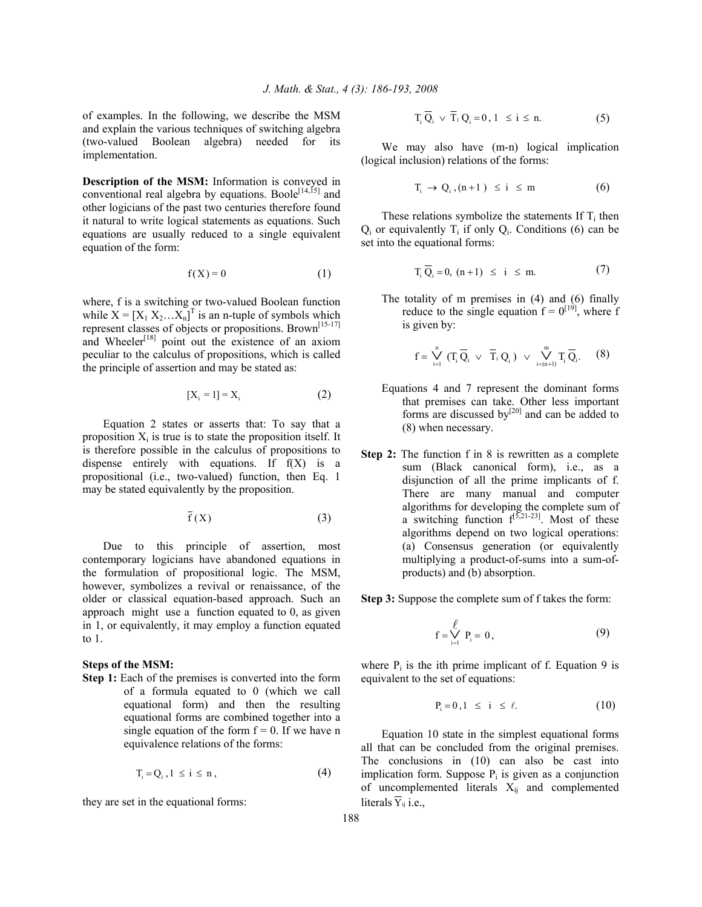of examples. In the following, we describe the MSM and explain the various techniques of switching algebra (two-valued Boolean algebra) needed for its implementation.

**Description of the MSM:** Information is conveyed in conventional real algebra by equations. Boole[14,15] and other logicians of the past two centuries therefore found it natural to write logical statements as equations. Such equations are usually reduced to a single equivalent equation of the form:

$$f(X) = 0 \tag{1}$$

where, f is a switching or two-valued Boolean function while $X = [X_1\ X_2 \ldots X_n]^T$ is an n-tuple of symbols which represent classes of objects or propositions. Brown[15-17] and Wheeler[18] point out the existence of an axiom peculiar to the calculus of propositions, which is called the principle of assertion and may be stated as:

$$[X_i = 1] = X_i \tag{2}$$

Equation 2 states or asserts that: To say that a proposition $X_i$ is true is to state the proposition itself. It is therefore possible in the calculus of propositions to dispense entirely with equations. If f(X) is a propositional (i.e., two-valued) function, then Eq. 1 may be stated equivalently by the proposition.

$$\overline{f}(X) \tag{3}$$

Due to this principle of assertion, most contemporary logicians have abandoned equations in the formulation of propositional logic. The MSM, however, symbolizes a revival or renaissance, of the older or classical equation-based approach. Such an approach might use a function equated to 0, as given in 1, or equivalently, it may employ a function equated to 1.

**Steps of the MSM:**

**Step 1:** Each of the premises is converted into the form of a formula equated to 0 (which we call equational form) and then the resulting equational forms are combined together into a single equation of the form f = 0. If we have n equivalence relations of the forms:

$$T_i = Q_i\,, 1 \le i \le n\,, \tag{4}$$

they are set in the equational forms:

$$T_i\,\overline{Q}_i \vee \overline{T}_i\,Q_i = 0\,, 1 \le i \le n. \tag{5}$$

We may also have (m-n) logical implication (logical inclusion) relations of the forms:

$$T_i \to Q_i\,, (n+1) \le i \le m \tag{6}$$

These relations symbolize the statements If $T_i$ then $Q_i$ or equivalently $T_i$ if only $Q_i$. Conditions (6) can be set into the equational forms:

$$T_i\,\overline{Q}_i = 0,\ (n+1) \le i \le m. \tag{7}$$

The totality of m premises in (4) and (6) finally reduce to the single equation f = 0[19], where f is given by:

$$f = \bigvee_{i=1}^{n} (T_i\,\overline{Q}_i \vee \overline{T}_i\,Q_i) \vee \bigvee_{i=(n+1)}^{m} T_i\,\overline{Q}_i. \tag{8}$$

Equations 4 and 7 represent the dominant forms that premises can take. Other less important forms are discussed by[20] and can be added to (8) when necessary.

**Step 2:** The function f in 8 is rewritten as a complete sum (Black canonical form), i.e., as a disjunction of all the prime implicants of f. There are many manual and computer algorithms for developing the complete sum of a switching function f[5,21-23]. Most of these algorithms depend on two logical operations: (a) Consensus generation (or equivalently multiplying a product-of-sums into a sum-of-products) and (b) absorption.

**Step 3:** Suppose the complete sum of f takes the form:

$$f = \bigvee_{i=1}^{\ell} P_i = 0\,, \tag{9}$$

where $P_i$ is the ith prime implicant of f. Equation 9 is equivalent to the set of equations:

$$P_i = 0\,, 1 \le i \le \ell. \tag{10}$$

Equation 10 state in the simplest equational forms all that can be concluded from the original premises. The conclusions in (10) can also be cast into implication form. Suppose $P_i$ is given as a conjunction of uncomplemented literals $X_{ij}$ and complemented literals $\overline{Y}_{ij}$ i.e.,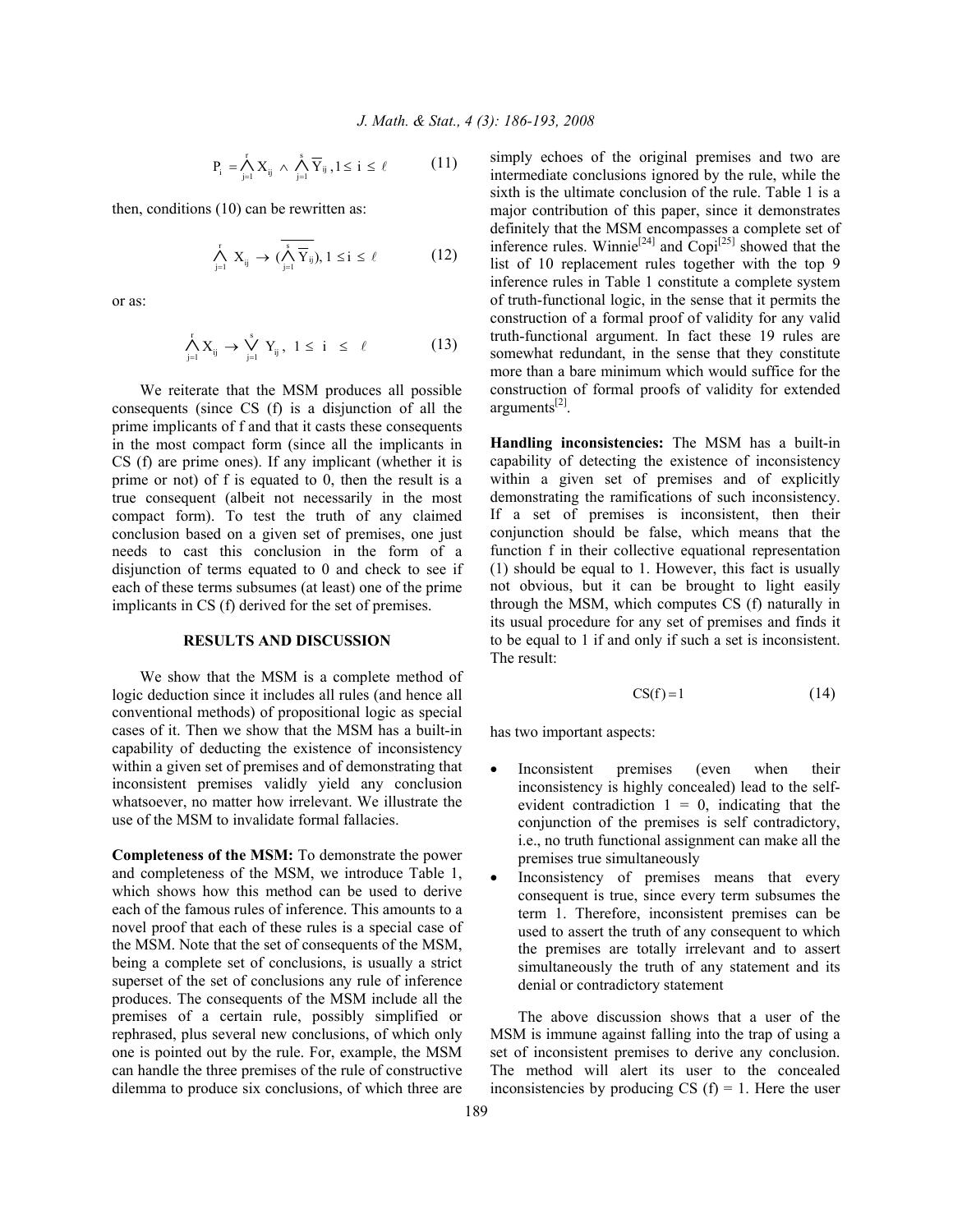$$P_i = \bigwedge_{j=1}^{r} X_{ij} \wedge \bigwedge_{j=1}^{s} \overline{Y}_{ij}, 1 \leq i \leq \ell \qquad (11)$$

then, conditions (10) can be rewritten as:

$$\bigwedge_{j=1}^{r} X_{ij} \rightarrow (\overline{\bigwedge_{j=1}^{s} \overline{Y}_{ij}}), 1 \leq i \leq \ell \qquad (12)$$

or as:

$$\bigwedge_{j=1}^{r} X_{ij} \rightarrow \bigvee_{j=1}^{s} Y_{ij}, \; 1 \leq i \leq \ell \qquad (13)$$

We reiterate that the MSM produces all possible consequents (since CS (f) is a disjunction of all the prime implicants of f and that it casts these consequents in the most compact form (since all the implicants in CS (f) are prime ones). If any implicant (whether it is prime or not) of f is equated to 0, then the result is a true consequent (albeit not necessarily in the most compact form). To test the truth of any claimed conclusion based on a given set of premises, one just needs to cast this conclusion in the form of a disjunction of terms equated to 0 and check to see if each of these terms subsumes (at least) one of the prime implicants in CS (f) derived for the set of premises.

## RESULTS AND DISCUSSION

We show that the MSM is a complete method of logic deduction since it includes all rules (and hence all conventional methods) of propositional logic as special cases of it. Then we show that the MSM has a built-in capability of deducting the existence of inconsistency within a given set of premises and of demonstrating that inconsistent premises validly yield any conclusion whatsoever, no matter how irrelevant. We illustrate the use of the MSM to invalidate formal fallacies.

**Completeness of the MSM:** To demonstrate the power and completeness of the MSM, we introduce Table 1, which shows how this method can be used to derive each of the famous rules of inference. This amounts to a novel proof that each of these rules is a special case of the MSM. Note that the set of consequents of the MSM, being a complete set of conclusions, is usually a strict superset of the set of conclusions any rule of inference produces. The consequents of the MSM include all the premises of a certain rule, possibly simplified or rephrased, plus several new conclusions, of which only one is pointed out by the rule. For, example, the MSM can handle the three premises of the rule of constructive dilemma to produce six conclusions, of which three are simply echoes of the original premises and two are intermediate conclusions ignored by the rule, while the sixth is the ultimate conclusion of the rule. Table 1 is a major contribution of this paper, since it demonstrates definitely that the MSM encompasses a complete set of inference rules. Winnie[24] and Copi[25] showed that the list of 10 replacement rules together with the top 9 inference rules in Table 1 constitute a complete system of truth-functional logic, in the sense that it permits the construction of a formal proof of validity for any valid truth-functional argument. In fact these 19 rules are somewhat redundant, in the sense that they constitute more than a bare minimum which would suffice for the construction of formal proofs of validity for extended arguments[2].

**Handling inconsistencies:** The MSM has a built-in capability of detecting the existence of inconsistency within a given set of premises and of explicitly demonstrating the ramifications of such inconsistency. If a set of premises is inconsistent, then their conjunction should be false, which means that the function f in their collective equational representation (1) should be equal to 1. However, this fact is usually not obvious, but it can be brought to light easily through the MSM, which computes CS (f) naturally in its usual procedure for any set of premises and finds it to be equal to 1 if and only if such a set is inconsistent. The result:

$$CS(f) = 1 \qquad (14)$$

has two important aspects:

- Inconsistent premises (even when their inconsistency is highly concealed) lead to the self-evident contradiction 1 = 0, indicating that the conjunction of the premises is self contradictory, i.e., no truth functional assignment can make all the premises true simultaneously
- Inconsistency of premises means that every consequent is true, since every term subsumes the term 1. Therefore, inconsistent premises can be used to assert the truth of any consequent to which the premises are totally irrelevant and to assert simultaneously the truth of any statement and its denial or contradictory statement

The above discussion shows that a user of the MSM is immune against falling into the trap of using a set of inconsistent premises to derive any conclusion. The method will alert its user to the concealed inconsistencies by producing CS (f) = 1. Here the user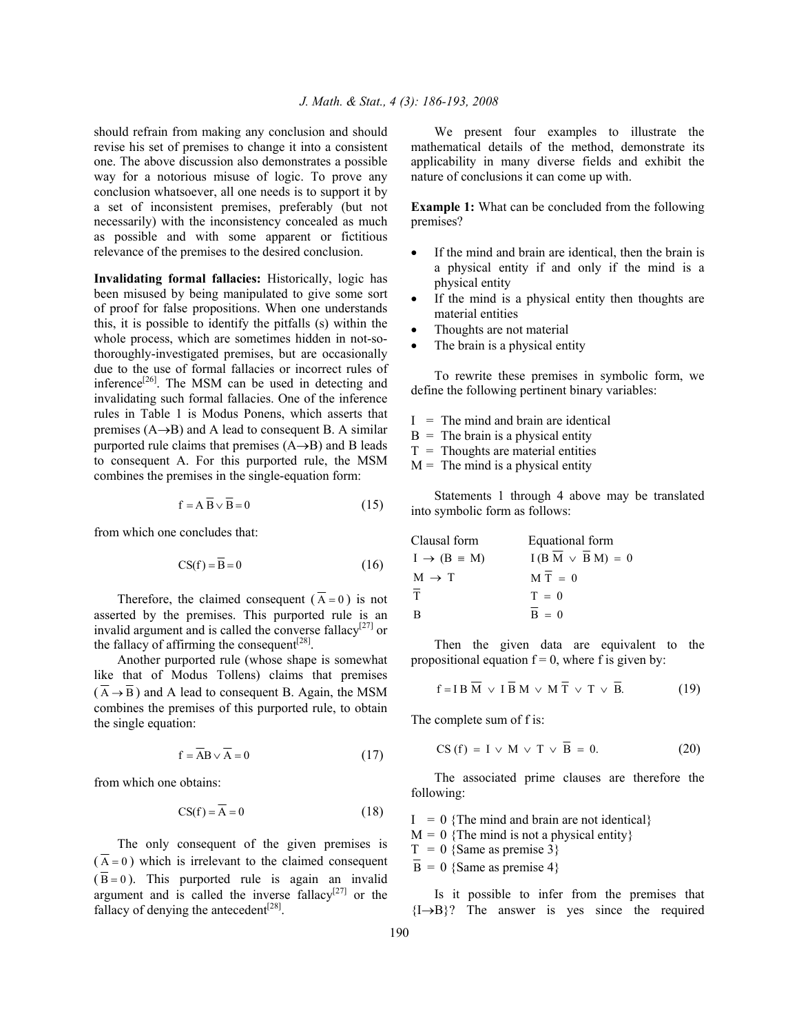should refrain from making any conclusion and should revise his set of premises to change it into a consistent one. The above discussion also demonstrates a possible way for a notorious misuse of logic. To prove any conclusion whatsoever, all one needs is to support it by a set of inconsistent premises, preferably (but not necessarily) with the inconsistency concealed as much as possible and with some apparent or fictitious relevance of the premises to the desired conclusion.

**Invalidating formal fallacies:** Historically, logic has been misused by being manipulated to give some sort of proof for false propositions. When one understands this, it is possible to identify the pitfalls (s) within the whole process, which are sometimes hidden in not-so-thoroughly-investigated premises, but are occasionally due to the use of formal fallacies or incorrect rules of inference[26]. The MSM can be used in detecting and invalidating such formal fallacies. One of the inference rules in Table 1 is Modus Ponens, which asserts that premises ($A \to B$) and A lead to consequent B. A similar purported rule claims that premises ($A \to B$) and B leads to consequent A. For this purported rule, the MSM combines the premises in the single-equation form:

$$f = A\,\overline{B} \vee \overline{B} = 0 \qquad (15)$$

from which one concludes that:

$$CS(f) = \overline{B} = 0 \qquad (16)$$

Therefore, the claimed consequent ($\overline{A} = 0$) is not asserted by the premises. This purported rule is an invalid argument and is called the converse fallacy[27] or the fallacy of affirming the consequent[28].

Another purported rule (whose shape is somewhat like that of Modus Tollens) claims that premises ($\overline{A} \to \overline{B}$) and A lead to consequent B. Again, the MSM combines the premises of this purported rule, to obtain the single equation:

$$f = \overline{A}B \vee \overline{A} = 0 \qquad (17)$$

from which one obtains:

$$CS(f) = \overline{A} = 0 \qquad (18)$$

The only consequent of the given premises is ($\overline{A} = 0$) which is irrelevant to the claimed consequent ($\overline{B} = 0$). This purported rule is again an invalid argument and is called the inverse fallacy[27] or the fallacy of denying the antecedent[28].

We present four examples to illustrate the mathematical details of the method, demonstrate its applicability in many diverse fields and exhibit the nature of conclusions it can come up with.

**Example 1:** What can be concluded from the following premises?

- If the mind and brain are identical, then the brain is a physical entity if and only if the mind is a physical entity
- If the mind is a physical entity then thoughts are material entities
- Thoughts are not material
- The brain is a physical entity

To rewrite these premises in symbolic form, we define the following pertinent binary variables:

I = The mind and brain are identical
B = The brain is a physical entity
T = Thoughts are material entities
M = The mind is a physical entity

Statements 1 through 4 above may be translated into symbolic form as follows:

| Clausal form | Equational form |
|---|---|
| $I \to (B \equiv M)$ | $I(B\,\overline{M} \vee \overline{B}\,M) = 0$ |
| $M \to T$ | $M\,\overline{T} = 0$ |
| $\overline{T}$ | $T = 0$ |
| $B$ | $\overline{B} = 0$ |

Then the given data are equivalent to the propositional equation f = 0, where f is given by:

$$f = I\,B\,\overline{M} \vee I\,\overline{B}\,M \vee M\,\overline{T} \vee T \vee \overline{B}. \qquad (19)$$

The complete sum of f is:

$$CS(f) = I \vee M \vee T \vee \overline{B} = 0. \qquad (20)$$

The associated prime clauses are therefore the following:

$I = 0$ {The mind and brain are not identical}
$M = 0$ {The mind is not a physical entity}
$T = 0$ {Same as premise 3}
$\overline{B} = 0$ {Same as premise 4}

Is it possible to infer from the premises that $\{I \to B\}$? The answer is yes since the required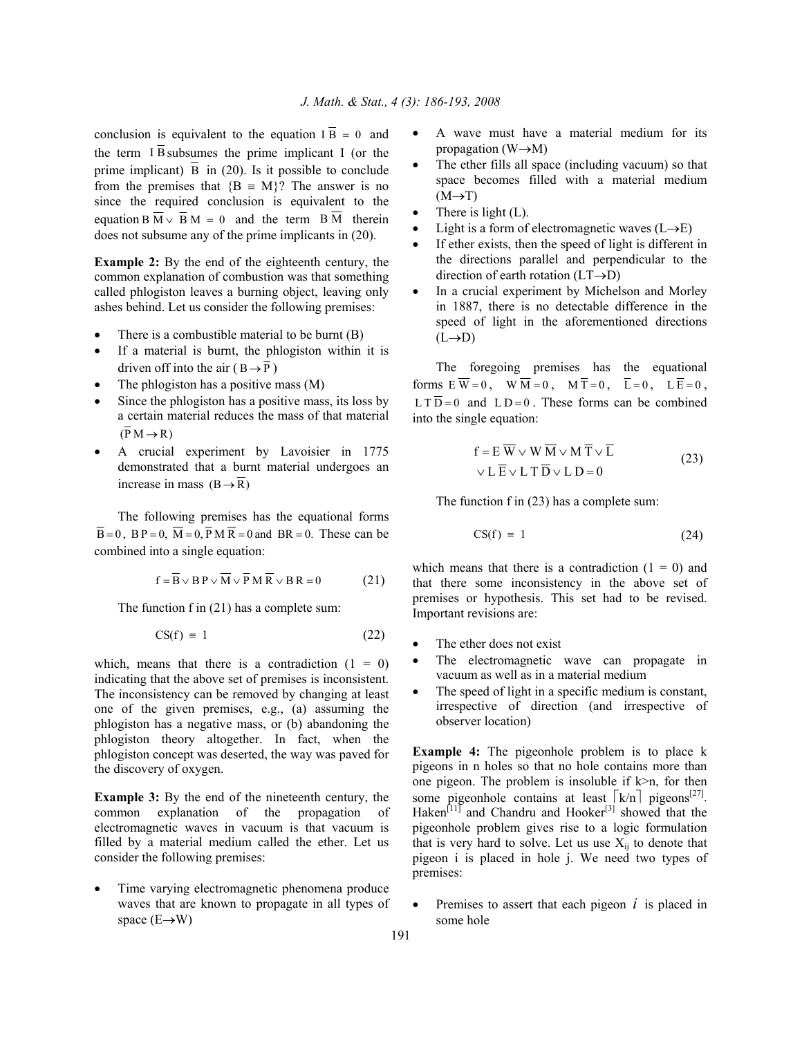conclusion is equivalent to the equation $I\,\overline{B} = 0$ and the term $I\,\overline{B}$ subsumes the prime implicant I (or the prime implicant) $\overline{B}$ in (20). Is it possible to conclude from the premises that $\{B \equiv M\}$? The answer is no since the required conclusion is equivalent to the equation $B\,\overline{M} \vee \overline{B}\,M = 0$ and the term $B\,\overline{M}$ therein does not subsume any of the prime implicants in (20).

**Example 2:** By the end of the eighteenth century, the common explanation of combustion was that something called phlogiston leaves a burning object, leaving only ashes behind. Let us consider the following premises:

- There is a combustible material to be burnt (B)
- If a material is burnt, the phlogiston within it is driven off into the air ($B \rightarrow \overline{P}$)
- The phlogiston has a positive mass (M)
- Since the phlogiston has a positive mass, its loss by a certain material reduces the mass of that material ($\overline{P}\,M \rightarrow R$)
- A crucial experiment by Lavoisier in 1775 demonstrated that a burnt material undergoes an increase in mass ($B \rightarrow \overline{R}$)

The following premises has the equational forms $\overline{B} = 0$, $B\,P = 0$, $\overline{M} = 0$, $\overline{P}\,M\,\overline{R} = 0$ and $B\,R = 0$. These can be combined into a single equation:

$$f = \overline{B} \vee B\,P \vee \overline{M} \vee \overline{P}\,M\,\overline{R} \vee B\,R = 0 \qquad (21)$$

The function f in (21) has a complete sum:

$$CS(f) \equiv 1 \qquad (22)$$

which, means that there is a contradiction (1 = 0) indicating that the above set of premises is inconsistent. The inconsistency can be removed by changing at least one of the given premises, e.g., (a) assuming the phlogiston has a negative mass, or (b) abandoning the phlogiston theory altogether. In fact, when the phlogiston concept was deserted, the way was paved for the discovery of oxygen.

**Example 3:** By the end of the nineteenth century, the common explanation of the propagation of electromagnetic waves in vacuum is that vacuum is filled by a material medium called the ether. Let us consider the following premises:

- Time varying electromagnetic phenomena produce waves that are known to propagate in all types of space ($E \rightarrow W$)
- A wave must have a material medium for its propagation ($W \rightarrow M$)
- The ether fills all space (including vacuum) so that space becomes filled with a material medium ($M \rightarrow T$)
- There is light (L).
- Light is a form of electromagnetic waves ($L \rightarrow E$)
- If ether exists, then the speed of light is different in the directions parallel and perpendicular to the direction of earth rotation ($LT \rightarrow D$)
- In a crucial experiment by Michelson and Morley in 1887, there is no detectable difference in the speed of light in the aforementioned directions ($L \rightarrow \overline{D}$)

The foregoing premises has the equational forms $E\,\overline{W} = 0$, $W\,\overline{M} = 0$, $M\,\overline{T} = 0$, $\overline{L} = 0$, $L\,\overline{E} = 0$, $L\,T\,\overline{D} = 0$ and $L\,D = 0$. These forms can be combined into the single equation:

$$f = E\,\overline{W} \vee W\,\overline{M} \vee M\,\overline{T} \vee \overline{L} \vee L\,\overline{E} \vee L\,T\,\overline{D} \vee L\,D = 0 \qquad (23)$$

The function f in (23) has a complete sum:

$$CS(f) \equiv 1 \qquad (24)$$

which means that there is a contradiction (1 = 0) and that there some inconsistency in the above set of premises or hypothesis. This set had to be revised. Important revisions are:

- The ether does not exist
- The electromagnetic wave can propagate in vacuum as well as in a material medium
- The speed of light in a specific medium is constant, irrespective of direction (and irrespective of observer location)

**Example 4:** The pigeonhole problem is to place k pigeons in n holes so that no hole contains more than one pigeon. The problem is insoluble if k>n, for then some pigeonhole contains at least $\lceil k/n \rceil$ pigeons[27]. Haken[11] and Chandru and Hooker[3] showed that the pigeonhole problem gives rise to a logic formulation that is very hard to solve. Let us use $X_{ij}$ to denote that pigeon i is placed in hole j. We need two types of premises:

- Premises to assert that each pigeon $i$ is placed in some hole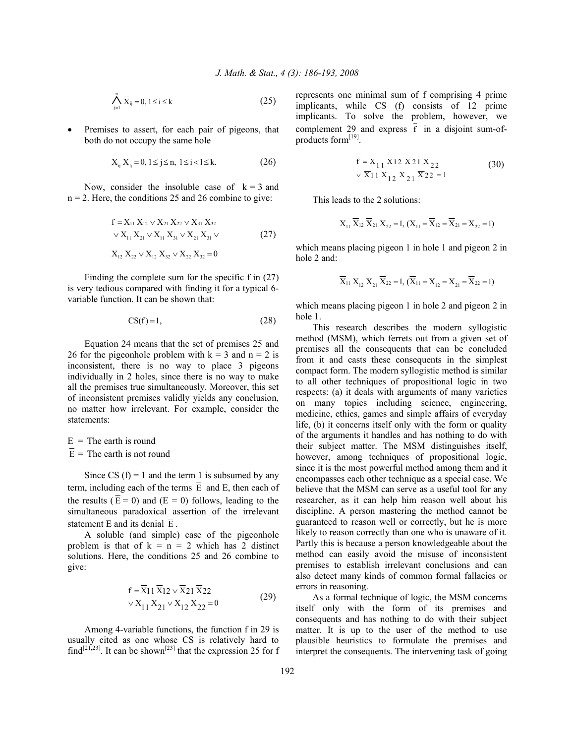$$\bigwedge_{j=1}^{n} \overline{X}_{ij} = 0, 1 \leq i \leq k \tag{25}$$

- Premises to assert, for each pair of pigeons, that both do not occupy the same hole

$$X_{ij} X_{lj} = 0, 1 \leq j \leq n, \ 1 \leq i < l \leq k. \tag{26}$$

Now, consider the insoluble case of k = 3 and n = 2. Here, the conditions 25 and 26 combine to give:

$$\begin{aligned} f = &\overline{X}_{11} \overline{X}_{12} \vee \overline{X}_{21} \overline{X}_{22} \vee \overline{X}_{31} \overline{X}_{32} \\ &\vee X_{11} X_{21} \vee X_{11} X_{31} \vee X_{21} X_{31} \vee \\ &X_{12} X_{22} \vee X_{12} X_{32} \vee X_{22} X_{32} = 0 \end{aligned} \tag{27}$$

Finding the complete sum for the specific f in (27) is very tedious compared with finding it for a typical 6-variable function. It can be shown that:

$$CS(f) = 1, \tag{28}$$

Equation 24 means that the set of premises 25 and 26 for the pigeonhole problem with k = 3 and n = 2 is inconsistent, there is no way to place 3 pigeons individually in 2 holes, since there is no way to make all the premises true simultaneously. Moreover, this set of inconsistent premises validly yields any conclusion, no matter how irrelevant. For example, consider the statements:

$E$ = The earth is round
$\overline{E}$ = The earth is not round

Since CS (f) = 1 and the term 1 is subsumed by any term, including each of the terms $\overline{E}$ and E, then each of the results ($\overline{E} = 0$) and (E = 0) follows, leading to the simultaneous paradoxical assertion of the irrelevant statement E and its denial $\overline{E}$.

A soluble (and simple) case of the pigeonhole problem is that of k = n = 2 which has 2 distinct solutions. Here, the conditions 25 and 26 combine to give:

$$\begin{aligned} f = &\overline{X}_{11} \overline{X}_{12} \vee \overline{X}_{21} \overline{X}_{22} \\ &\vee X_{11} X_{21} \vee X_{12} X_{22} = 0 \end{aligned} \tag{29}$$

Among 4-variable functions, the function f in 29 is usually cited as one whose CS is relatively hard to find[21,23]. It can be shown[23] that the expression 25 for f represents one minimal sum of f comprising 4 prime implicants, while CS (f) consists of 12 prime implicants. To solve the problem, however, we complement 29 and express $\overline{f}$ in a disjoint sum-of-products form[19].

$$\begin{aligned} \overline{f} = &X_{11} \overline{X}_{12} \overline{X}_{21} X_{22} \\ &\vee \overline{X}_{11} X_{12} X_{21} \overline{X}_{22} = 1 \end{aligned} \tag{30}$$

This leads to the 2 solutions:

$$X_{11} \overline{X}_{12} \overline{X}_{21} X_{22} = 1, (X_{11} = \overline{X}_{12} = \overline{X}_{21} = X_{22} = 1)$$

which means placing pigeon 1 in hole 1 and pigeon 2 in hole 2 and:

$$\overline{X}_{11} X_{12} X_{21} \overline{X}_{22} = 1, (\overline{X}_{11} = X_{12} = X_{21} = \overline{X}_{22} = 1)$$

which means placing pigeon 1 in hole 2 and pigeon 2 in hole 1.

This research describes the modern syllogistic method (MSM), which ferrets out from a given set of premises all the consequents that can be concluded from it and casts these consequents in the simplest compact form. The modern syllogistic method is similar to all other techniques of propositional logic in two respects: (a) it deals with arguments of many varieties on many topics including science, engineering, medicine, ethics, games and simple affairs of everyday life, (b) it concerns itself only with the form or quality of the arguments it handles and has nothing to do with their subject matter. The MSM distinguishes itself, however, among techniques of propositional logic, since it is the most powerful method among them and it encompasses each other technique as a special case. We believe that the MSM can serve as a useful tool for any researcher, as it can help him reason well about his discipline. A person mastering the method cannot be guaranteed to reason well or correctly, but he is more likely to reason correctly than one who is unaware of it. Partly this is because a person knowledgeable about the method can easily avoid the misuse of inconsistent premises to establish irrelevant conclusions and can also detect many kinds of common formal fallacies or errors in reasoning.

As a formal technique of logic, the MSM concerns itself only with the form of its premises and consequents and has nothing to do with their subject matter. It is up to the user of the method to use plausible heuristics to formulate the premises and interpret the consequents. The intervening task of going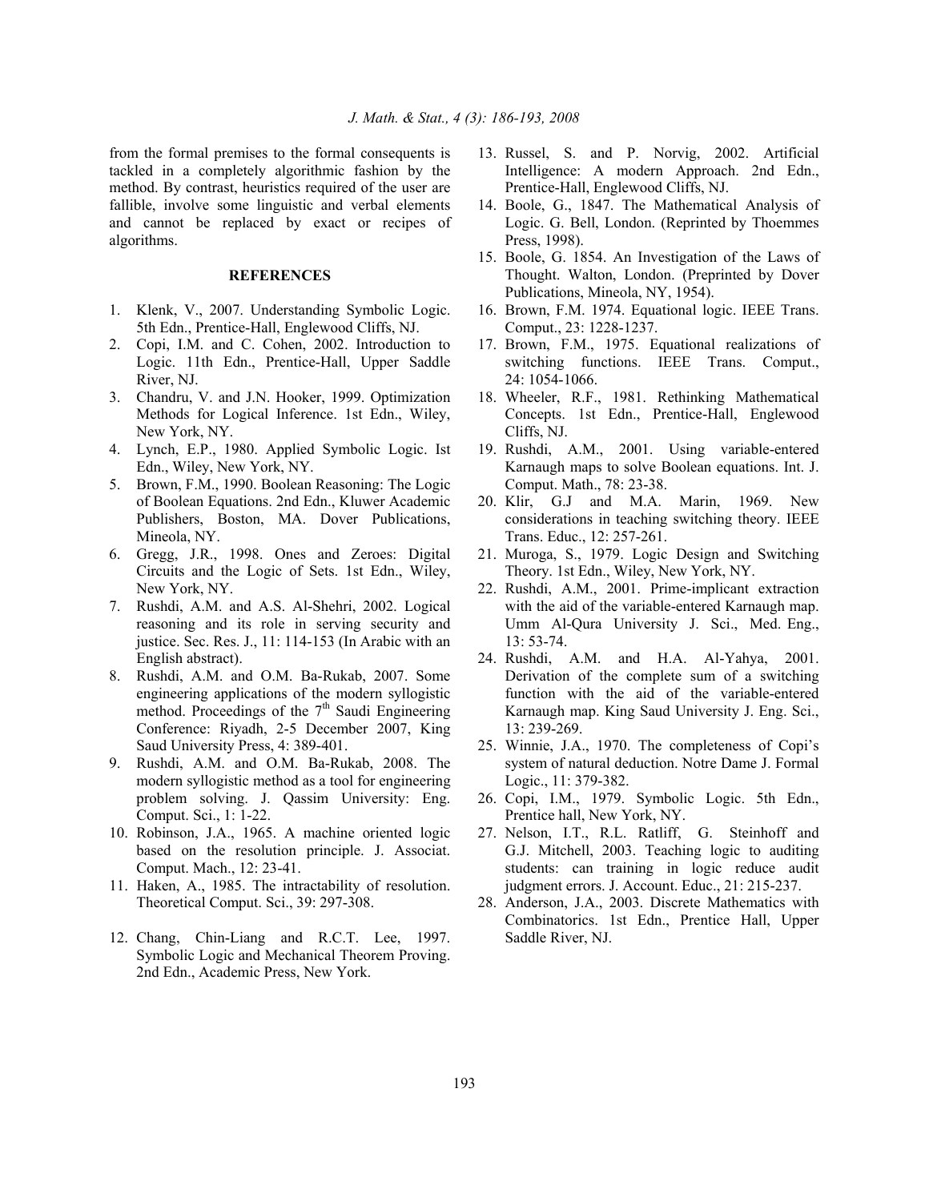from the formal premises to the formal consequents is tackled in a completely algorithmic fashion by the method. By contrast, heuristics required of the user are fallible, involve some linguistic and verbal elements and cannot be replaced by exact or recipes of algorithms.

## REFERENCES

1. Klenk, V., 2007. Understanding Symbolic Logic. 5th Edn., Prentice-Hall, Englewood Cliffs, NJ.
2. Copi, I.M. and C. Cohen, 2002. Introduction to Logic. 11th Edn., Prentice-Hall, Upper Saddle River, NJ.
3. Chandru, V. and J.N. Hooker, 1999. Optimization Methods for Logical Inference. 1st Edn., Wiley, New York, NY.
4. Lynch, E.P., 1980. Applied Symbolic Logic. Ist Edn., Wiley, New York, NY.
5. Brown, F.M., 1990. Boolean Reasoning: The Logic of Boolean Equations. 2nd Edn., Kluwer Academic Publishers, Boston, MA. Dover Publications, Mineola, NY.
6. Gregg, J.R., 1998. Ones and Zeroes: Digital Circuits and the Logic of Sets. 1st Edn., Wiley, New York, NY.
7. Rushdi, A.M. and A.S. Al-Shehri, 2002. Logical reasoning and its role in serving security and justice. Sec. Res. J., 11: 114-153 (In Arabic with an English abstract).
8. Rushdi, A.M. and O.M. Ba-Rukab, 2007. Some engineering applications of the modern syllogistic method. Proceedings of the 7th Saudi Engineering Conference: Riyadh, 2-5 December 2007, King Saud University Press, 4: 389-401.
9. Rushdi, A.M. and O.M. Ba-Rukab, 2008. The modern syllogistic method as a tool for engineering problem solving. J. Qassim University: Eng. Comput. Sci., 1: 1-22.
10. Robinson, J.A., 1965. A machine oriented logic based on the resolution principle. J. Associat. Comput. Mach., 12: 23-41.
11. Haken, A., 1985. The intractability of resolution. Theoretical Comput. Sci., 39: 297-308.
12. Chang, Chin-Liang and R.C.T. Lee, 1997. Symbolic Logic and Mechanical Theorem Proving. 2nd Edn., Academic Press, New York.
13. Russel, S. and P. Norvig, 2002. Artificial Intelligence: A modern Approach. 2nd Edn., Prentice-Hall, Englewood Cliffs, NJ.
14. Boole, G., 1847. The Mathematical Analysis of Logic. G. Bell, London. (Reprinted by Thoemmes Press, 1998).
15. Boole, G. 1854. An Investigation of the Laws of Thought. Walton, London. (Preprinted by Dover Publications, Mineola, NY, 1954).
16. Brown, F.M. 1974. Equational logic. IEEE Trans. Comput., 23: 1228-1237.
17. Brown, F.M., 1975. Equational realizations of switching functions. IEEE Trans. Comput., 24: 1054-1066.
18. Wheeler, R.F., 1981. Rethinking Mathematical Concepts. 1st Edn., Prentice-Hall, Englewood Cliffs, NJ.
19. Rushdi, A.M., 2001. Using variable-entered Karnaugh maps to solve Boolean equations. Int. J. Comput. Math., 78: 23-38.
20. Klir, G.J and M.A. Marin, 1969. New considerations in teaching switching theory. IEEE Trans. Educ., 12: 257-261.
21. Muroga, S., 1979. Logic Design and Switching Theory. 1st Edn., Wiley, New York, NY.
22. Rushdi, A.M., 2001. Prime-implicant extraction with the aid of the variable-entered Karnaugh map. Umm Al-Qura University J. Sci., Med. Eng., 13: 53-74.
24. Rushdi, A.M. and H.A. Al-Yahya, 2001. Derivation of the complete sum of a switching function with the aid of the variable-entered Karnaugh map. King Saud University J. Eng. Sci., 13: 239-269.
25. Winnie, J.A., 1970. The completeness of Copi's system of natural deduction. Notre Dame J. Formal Logic., 11: 379-382.
26. Copi, I.M., 1979. Symbolic Logic. 5th Edn., Prentice hall, New York, NY.
27. Nelson, I.T., R.L. Ratliff, G. Steinhoff and G.J. Mitchell, 2003. Teaching logic to auditing students: can training in logic reduce audit judgment errors. J. Account. Educ., 21: 215-237.
28. Anderson, J.A., 2003. Discrete Mathematics with Combinatorics. 1st Edn., Prentice Hall, Upper Saddle River, NJ.